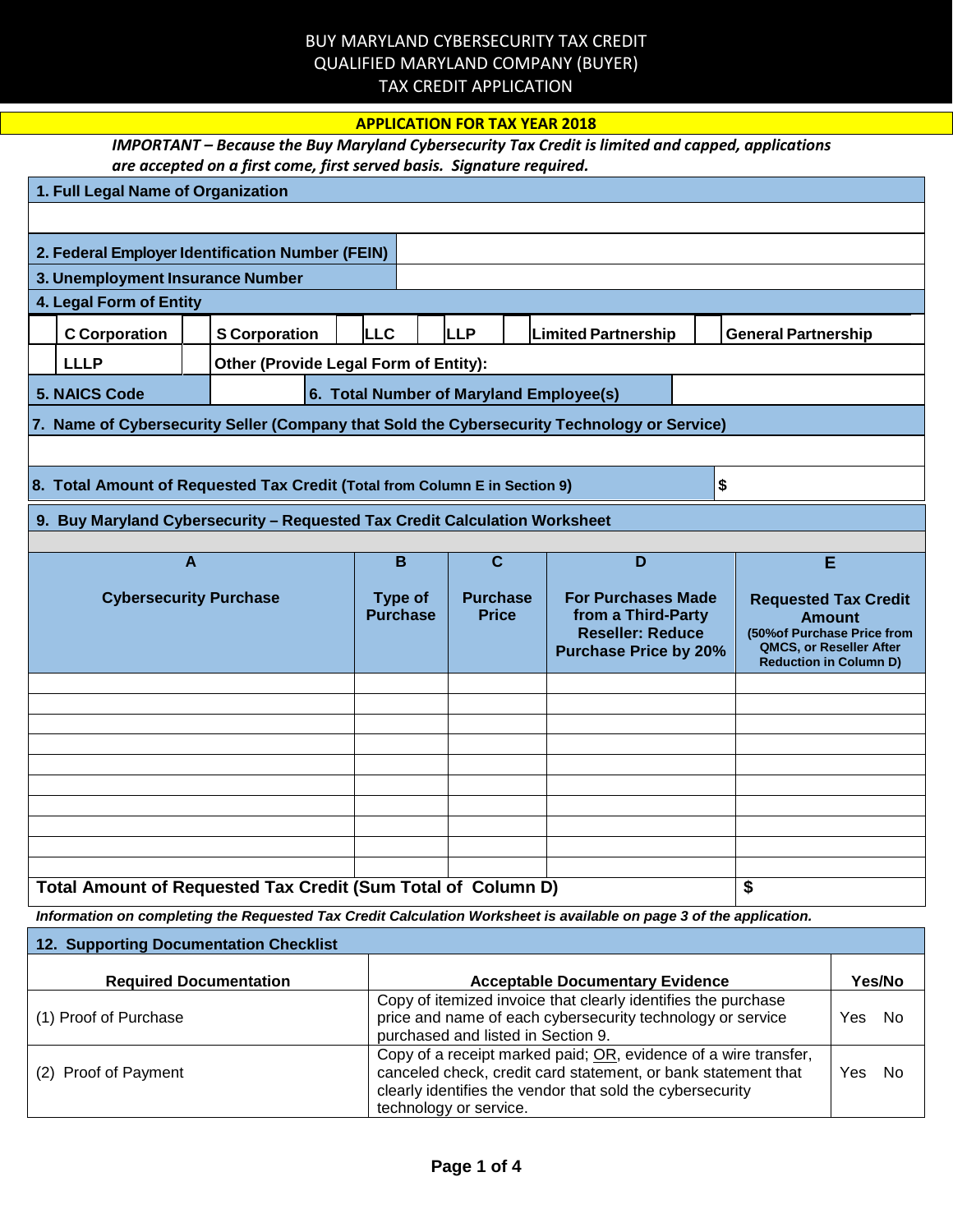# BUY MARYLAND CYBERSECURITY TAX CREDIT
# QUALIFIED MARYLAND COMPANY (BUYER)
# TAX CREDIT APPLICATION

**APPLICATION FOR TAX YEAR 2018**

***IMPORTANT – Because the Buy Maryland Cybersecurity Tax Credit is limited and capped, applications are accepted on a first come, first served basis. Signature required.***

| **1. Full Legal Name of Organization** | |
|---|---|
| | |
| **2. Federal Employer Identification Number (FEIN)** | |
| **3. Unemployment Insurance Number** | |

**4. Legal Form of Entity**

| | | | | | | | | | | | |
|---|---|---|---|---|---|---|---|---|---|---|---|
| | **C Corporation** | | **S Corporation** | | **LLC** | | **LLP** | | **Limited Partnership** | | **General Partnership** |
| | **LLLP** | | **Other (Provide Legal Form of Entity):** | | | | | | | | |

| **5. NAICS Code** | | **6. Total Number of Maryland Employee(s)** | |
|---|---|---|---|

| **7. Name of Cybersecurity Seller (Company that Sold the Cybersecurity Technology or Service)** | |
|---|---|
| | |
| **8. Total Amount of Requested Tax Credit (Total from Column E in Section 9)** | **$** |

**9. Buy Maryland Cybersecurity – Requested Tax Credit Calculation Worksheet**

| A<br>Cybersecurity Purchase | B<br>Type of Purchase | C<br>Purchase Price | D<br>For Purchases Made from a Third-Party Reseller: Reduce Purchase Price by 20% | E<br>Requested Tax Credit Amount (50%of Purchase Price from QMCS, or Reseller After Reduction in Column D) |
|---|---|---|---|---|
| | | | | |
| | | | | |
| | | | | |
| | | | | |
| | | | | |
| | | | | |
| | | | | |
| | | | | |
| | | | | |
| | | | | |
| **Total Amount of Requested Tax Credit (Sum Total of Column D)** | | | | **$** |

***Information on completing the Requested Tax Credit Calculation Worksheet is available on page 3 of the application.***

**12. Supporting Documentation Checklist**

| Required Documentation | Acceptable Documentary Evidence | Yes/No |
|---|---|---|
| (1) Proof of Purchase | Copy of itemized invoice that clearly identifies the purchase price and name of each cybersecurity technology or service purchased and listed in Section 9. | Yes No |
| (2) Proof of Payment | Copy of a receipt marked paid; OR, evidence of a wire transfer, canceled check, credit card statement, or bank statement that clearly identifies the vendor that sold the cybersecurity technology or service. | Yes No |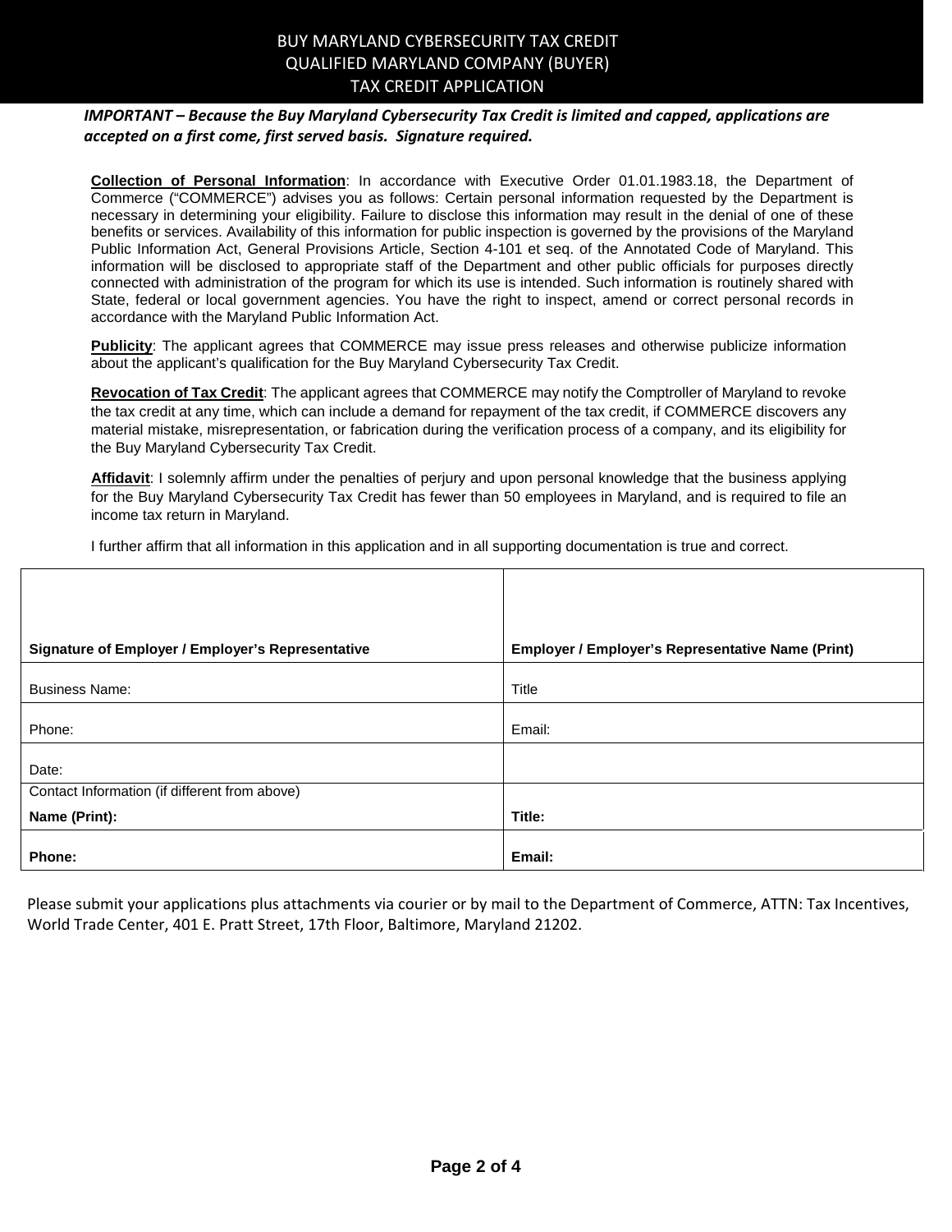# BUY MARYLAND CYBERSECURITY TAX CREDIT
## QUALIFIED MARYLAND COMPANY (BUYER)
## TAX CREDIT APPLICATION

***IMPORTANT – Because the Buy Maryland Cybersecurity Tax Credit is limited and capped, applications are accepted on a first come, first served basis. Signature required.***

**Collection of Personal Information**: In accordance with Executive Order 01.01.1983.18, the Department of Commerce ("COMMERCE") advises you as follows: Certain personal information requested by the Department is necessary in determining your eligibility. Failure to disclose this information may result in the denial of one of these benefits or services. Availability of this information for public inspection is governed by the provisions of the Maryland Public Information Act, General Provisions Article, Section 4-101 et seq. of the Annotated Code of Maryland. This information will be disclosed to appropriate staff of the Department and other public officials for purposes directly connected with administration of the program for which its use is intended. Such information is routinely shared with State, federal or local government agencies. You have the right to inspect, amend or correct personal records in accordance with the Maryland Public Information Act.

**Publicity**: The applicant agrees that COMMERCE may issue press releases and otherwise publicize information about the applicant's qualification for the Buy Maryland Cybersecurity Tax Credit.

**Revocation of Tax Credit**: The applicant agrees that COMMERCE may notify the Comptroller of Maryland to revoke the tax credit at any time, which can include a demand for repayment of the tax credit, if COMMERCE discovers any material mistake, misrepresentation, or fabrication during the verification process of a company, and its eligibility for the Buy Maryland Cybersecurity Tax Credit.

**Affidavit**: I solemnly affirm under the penalties of perjury and upon personal knowledge that the business applying for the Buy Maryland Cybersecurity Tax Credit has fewer than 50 employees in Maryland, and is required to file an income tax return in Maryland.

I further affirm that all information in this application and in all supporting documentation is true and correct.

| | |
|---|---|
| **Signature of Employer / Employer's Representative** | **Employer / Employer's Representative Name (Print)** |
| Business Name: | Title |
| Phone: | Email: |
| Date: | |
| Contact Information (if different from above)<br>**Name (Print):** | **Title:** |
| **Phone:** | **Email:** |

Please submit your applications plus attachments via courier or by mail to the Department of Commerce, ATTN: Tax Incentives, World Trade Center, 401 E. Pratt Street, 17th Floor, Baltimore, Maryland 21202.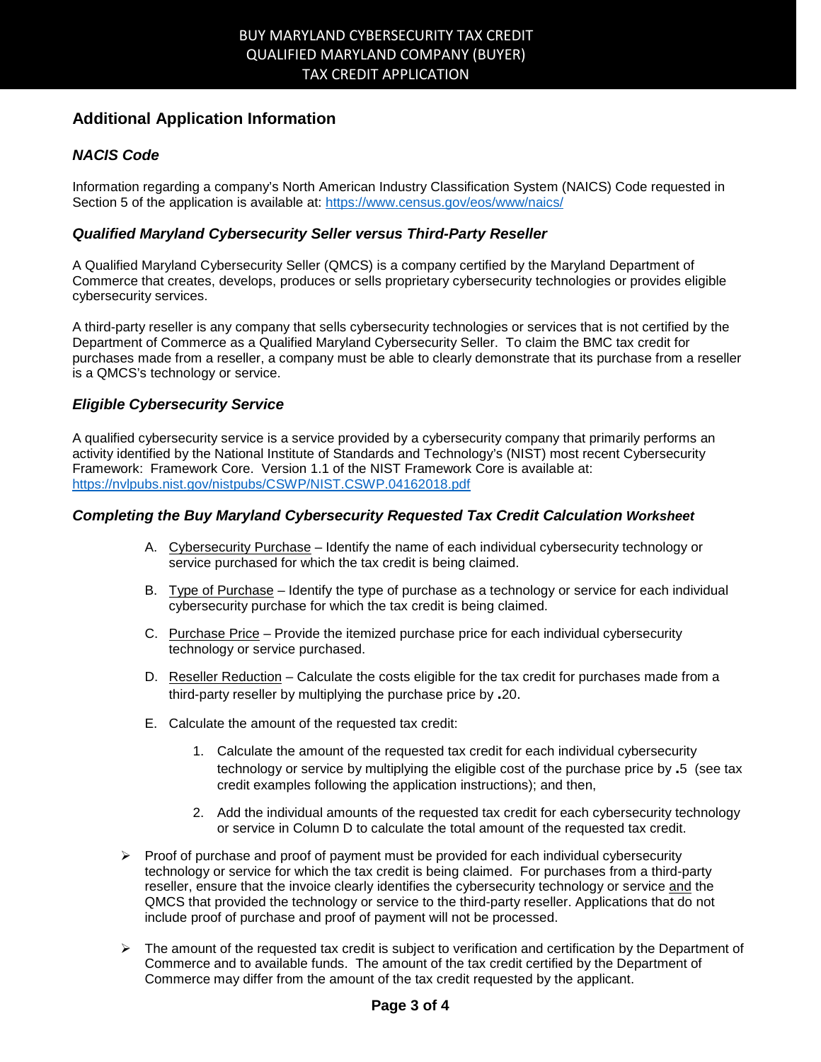# BUY MARYLAND CYBERSECURITY TAX CREDIT
# QUALIFIED MARYLAND COMPANY (BUYER)
# TAX CREDIT APPLICATION

## Additional Application Information

### *NACIS Code*

Information regarding a company's North American Industry Classification System (NAICS) Code requested in Section 5 of the application is available at: https://www.census.gov/eos/www/naics/

### *Qualified Maryland Cybersecurity Seller versus Third-Party Reseller*

A Qualified Maryland Cybersecurity Seller (QMCS) is a company certified by the Maryland Department of Commerce that creates, develops, produces or sells proprietary cybersecurity technologies or provides eligible cybersecurity services.

A third-party reseller is any company that sells cybersecurity technologies or services that is not certified by the Department of Commerce as a Qualified Maryland Cybersecurity Seller. To claim the BMC tax credit for purchases made from a reseller, a company must be able to clearly demonstrate that its purchase from a reseller is a QMCS's technology or service.

### *Eligible Cybersecurity Service*

A qualified cybersecurity service is a service provided by a cybersecurity company that primarily performs an activity identified by the National Institute of Standards and Technology's (NIST) most recent Cybersecurity Framework: Framework Core. Version 1.1 of the NIST Framework Core is available at: https://nvlpubs.nist.gov/nistpubs/CSWP/NIST.CSWP.04162018.pdf

### *Completing the Buy Maryland Cybersecurity Requested Tax Credit Calculation Worksheet*

A. Cybersecurity Purchase – Identify the name of each individual cybersecurity technology or service purchased for which the tax credit is being claimed.

B. Type of Purchase – Identify the type of purchase as a technology or service for each individual cybersecurity purchase for which the tax credit is being claimed.

C. Purchase Price – Provide the itemized purchase price for each individual cybersecurity technology or service purchased.

D. Reseller Reduction – Calculate the costs eligible for the tax credit for purchases made from a third-party reseller by multiplying the purchase price by .20.

E. Calculate the amount of the requested tax credit:

   1. Calculate the amount of the requested tax credit for each individual cybersecurity technology or service by multiplying the eligible cost of the purchase price by .5 (see tax credit examples following the application instructions); and then,

   2. Add the individual amounts of the requested tax credit for each cybersecurity technology or service in Column D to calculate the total amount of the requested tax credit.

- Proof of purchase and proof of payment must be provided for each individual cybersecurity technology or service for which the tax credit is being claimed. For purchases from a third-party reseller, ensure that the invoice clearly identifies the cybersecurity technology or service and the QMCS that provided the technology or service to the third-party reseller. Applications that do not include proof of purchase and proof of payment will not be processed.

- The amount of the requested tax credit is subject to verification and certification by the Department of Commerce and to available funds. The amount of the tax credit certified by the Department of Commerce may differ from the amount of the tax credit requested by the applicant.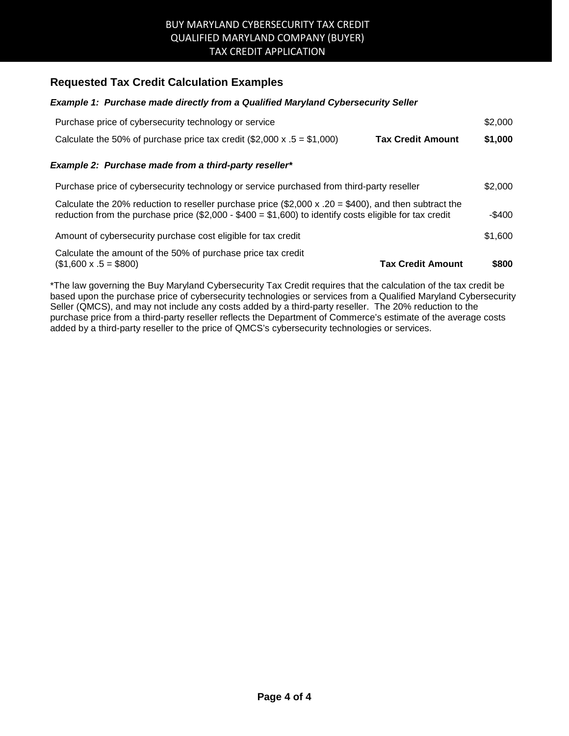# BUY MARYLAND CYBERSECURITY TAX CREDIT
# QUALIFIED MARYLAND COMPANY (BUYER)
# TAX CREDIT APPLICATION

## Requested Tax Credit Calculation Examples

***Example 1: Purchase made directly from a Qualified Maryland Cybersecurity Seller***

| | | |
|---|---|---|
| Purchase price of cybersecurity technology or service | | $2,000 |
| Calculate the 50% of purchase price tax credit ($2,000 x .5 = $1,000) | **Tax Credit Amount** | **$1,000** |

***Example 2: Purchase made from a third-party reseller****

| | | |
|---|---|---|
| Purchase price of cybersecurity technology or service purchased from third-party reseller | | $2,000 |
| Calculate the 20% reduction to reseller purchase price ($2,000 x .20 = $400), and then subtract the reduction from the purchase price ($2,000 - $400 = $1,600) to identify costs eligible for tax credit | | -$400 |
| Amount of cybersecurity purchase cost eligible for tax credit | | $1,600 |
| Calculate the amount of the 50% of purchase price tax credit ($1,600 x .5 = $800) | **Tax Credit Amount** | **$800** |

*The law governing the Buy Maryland Cybersecurity Tax Credit requires that the calculation of the tax credit be based upon the purchase price of cybersecurity technologies or services from a Qualified Maryland Cybersecurity Seller (QMCS), and may not include any costs added by a third-party reseller. The 20% reduction to the purchase price from a third-party reseller reflects the Department of Commerce's estimate of the average costs added by a third-party reseller to the price of QMCS's cybersecurity technologies or services.